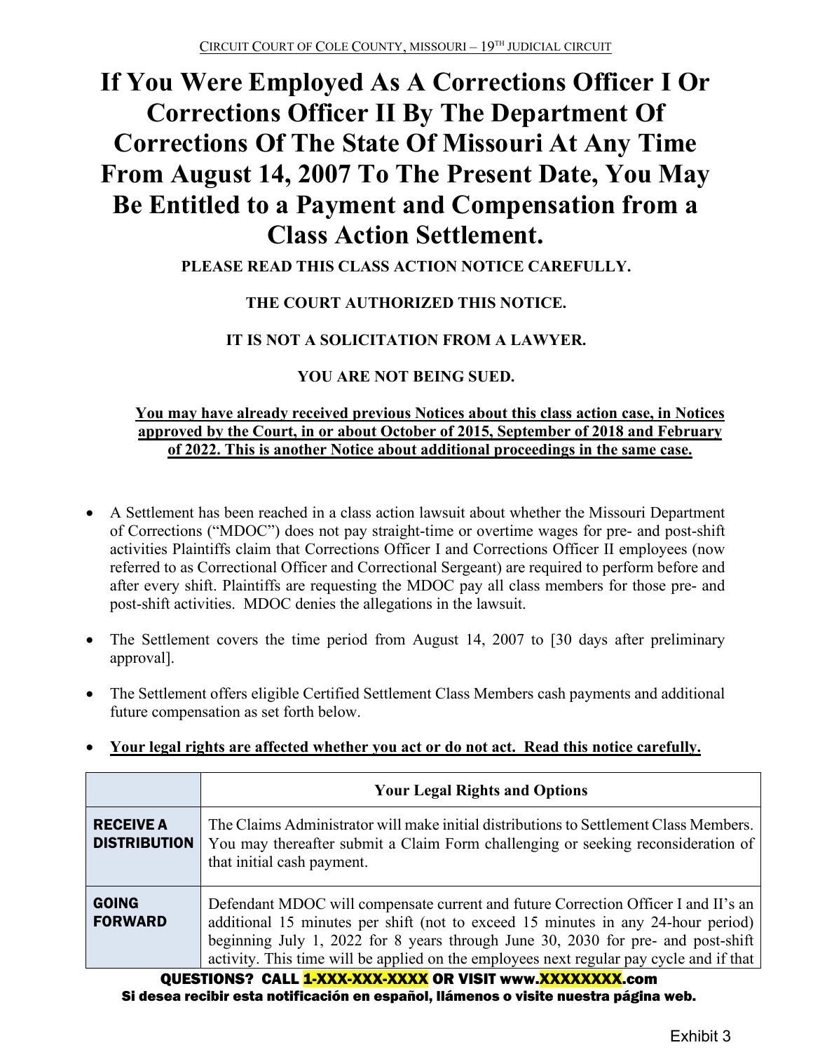CIRCUIT COURT OF COLE COUNTY, MISSOURI – 19TH JUDICIAL CIRCUIT

# If You Were Employed As A Corrections Officer I Or Corrections Officer II By The Department Of Corrections Of The State Of Missouri At Any Time From August 14, 2007 To The Present Date, You May Be Entitled to a Payment and Compensation from a Class Action Settlement.

**PLEASE READ THIS CLASS ACTION NOTICE CAREFULLY.**

**THE COURT AUTHORIZED THIS NOTICE.**

**IT IS NOT A SOLICITATION FROM A LAWYER.**

**YOU ARE NOT BEING SUED.**

**You may have already received previous Notices about this class action case, in Notices approved by the Court, in or about October of 2015, September of 2018 and February of 2022. This is another Notice about additional proceedings in the same case.**

- A Settlement has been reached in a class action lawsuit about whether the Missouri Department of Corrections ("MDOC") does not pay straight-time or overtime wages for pre- and post-shift activities Plaintiffs claim that Corrections Officer I and Corrections Officer II employees (now referred to as Correctional Officer and Correctional Sergeant) are required to perform before and after every shift. Plaintiffs are requesting the MDOC pay all class members for those pre- and post-shift activities. MDOC denies the allegations in the lawsuit.
- The Settlement covers the time period from August 14, 2007 to [30 days after preliminary approval].
- The Settlement offers eligible Certified Settlement Class Members cash payments and additional future compensation as set forth below.
- **Your legal rights are affected whether you act or do not act. Read this notice carefully.**

| | Your Legal Rights and Options |
|---|---|
| **RECEIVE A DISTRIBUTION** | The Claims Administrator will make initial distributions to Settlement Class Members. You may thereafter submit a Claim Form challenging or seeking reconsideration of that initial cash payment. |
| **GOING FORWARD** | Defendant MDOC will compensate current and future Correction Officer I and II's an additional 15 minutes per shift (not to exceed 15 minutes in any 24-hour period) beginning July 1, 2022 for 8 years through June 30, 2030 for pre- and post-shift activity. This time will be applied on the employees next regular pay cycle and if that |

**QUESTIONS? CALL 1-XXX-XXX-XXXX OR VISIT www.XXXXXXXX.com**
**Si desea recibir esta notificación en español, llámenos o visite nuestra página web.**

Exhibit 3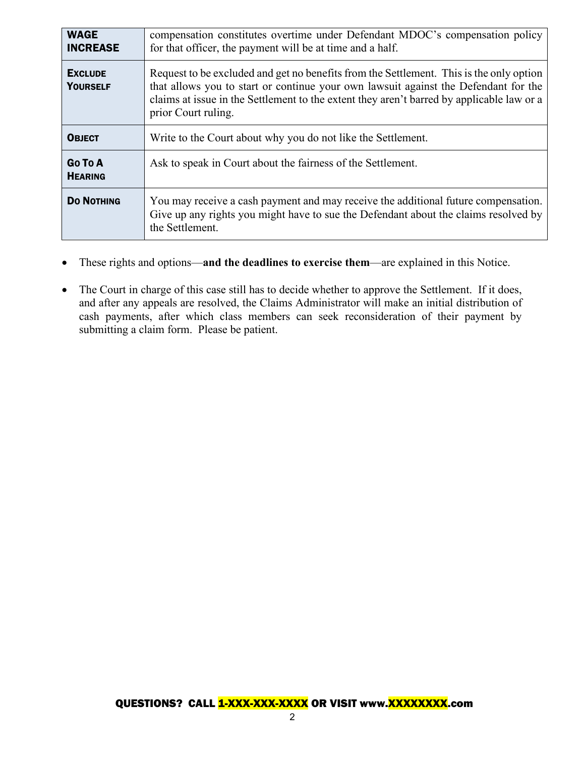| | |
|---|---|
| **WAGE INCREASE** | compensation constitutes overtime under Defendant MDOC's compensation policy for that officer, the payment will be at time and a half. |
| **EXCLUDE YOURSELF** | Request to be excluded and get no benefits from the Settlement. This is the only option that allows you to start or continue your own lawsuit against the Defendant for the claims at issue in the Settlement to the extent they aren't barred by applicable law or a prior Court ruling. |
| **OBJECT** | Write to the Court about why you do not like the Settlement. |
| **GO TO A HEARING** | Ask to speak in Court about the fairness of the Settlement. |
| **DO NOTHING** | You may receive a cash payment and may receive the additional future compensation. Give up any rights you might have to sue the Defendant about the claims resolved by the Settlement. |

- These rights and options—**and the deadlines to exercise them**—are explained in this Notice.
- The Court in charge of this case still has to decide whether to approve the Settlement. If it does, and after any appeals are resolved, the Claims Administrator will make an initial distribution of cash payments, after which class members can seek reconsideration of their payment by submitting a claim form. Please be patient.

**QUESTIONS? CALL 1-XXX-XXX-XXXX OR VISIT www.XXXXXXXX.com**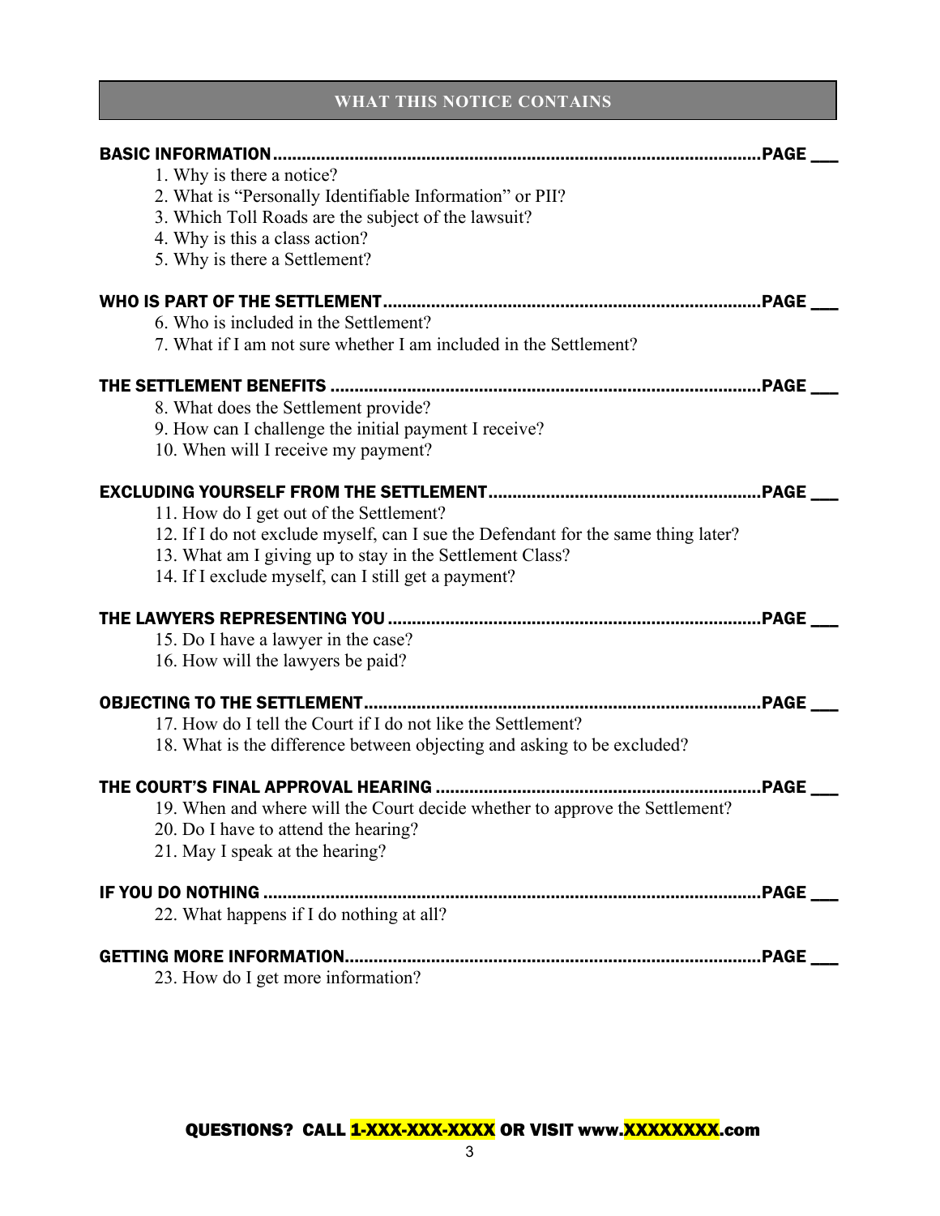## WHAT THIS NOTICE CONTAINS

**BASIC INFORMATION ....................................................................................................PAGE ___**

1. Why is there a notice?
2. What is "Personally Identifiable Information" or PII?
3. Which Toll Roads are the subject of the lawsuit?
4. Why is this a class action?
5. Why is there a Settlement?

**WHO IS PART OF THE SETTLEMENT ..............................................................................PAGE ___**

6. Who is included in the Settlement?
7. What if I am not sure whether I am included in the Settlement?

**THE SETTLEMENT BENEFITS .........................................................................................PAGE ___**

8. What does the Settlement provide?
9. How can I challenge the initial payment I receive?
10. When will I receive my payment?

**EXCLUDING YOURSELF FROM THE SETTLEMENT ........................................................PAGE ___**

11. How do I get out of the Settlement?
12. If I do not exclude myself, can I sue the Defendant for the same thing later?
13. What am I giving up to stay in the Settlement Class?
14. If I exclude myself, can I still get a payment?

**THE LAWYERS REPRESENTING YOU ............................................................................PAGE ___**

15. Do I have a lawyer in the case?
16. How will the lawyers be paid?

**OBJECTING TO THE SETTLEMENT ................................................................................PAGE ___**

17. How do I tell the Court if I do not like the Settlement?
18. What is the difference between objecting and asking to be excluded?

**THE COURT'S FINAL APPROVAL HEARING ...................................................................PAGE ___**

19. When and where will the Court decide whether to approve the Settlement?
20. Do I have to attend the hearing?
21. May I speak at the hearing?

**IF YOU DO NOTHING .......................................................................................................PAGE ___**

22. What happens if I do nothing at all?

**GETTING MORE INFORMATION .....................................................................................PAGE ___**

23. How do I get more information?

**QUESTIONS? CALL 1-XXX-XXX-XXXX OR VISIT www.XXXXXXXX.com**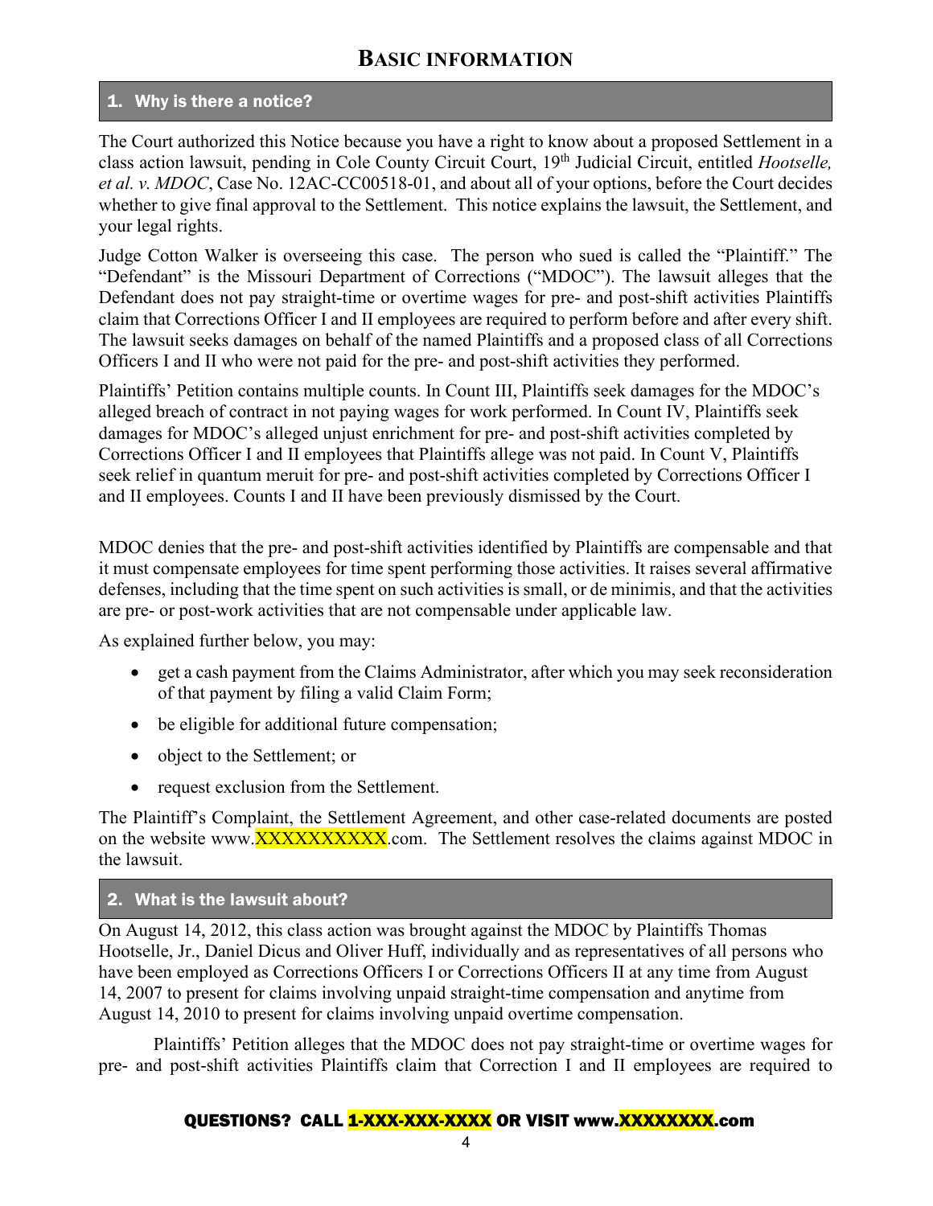## BASIC INFORMATION

### 1. Why is there a notice?

The Court authorized this Notice because you have a right to know about a proposed Settlement in a class action lawsuit, pending in Cole County Circuit Court, 19th Judicial Circuit, entitled *Hootselle, et al. v. MDOC*, Case No. 12AC-CC00518-01, and about all of your options, before the Court decides whether to give final approval to the Settlement. This notice explains the lawsuit, the Settlement, and your legal rights.

Judge Cotton Walker is overseeing this case. The person who sued is called the "Plaintiff." The "Defendant" is the Missouri Department of Corrections ("MDOC"). The lawsuit alleges that the Defendant does not pay straight-time or overtime wages for pre- and post-shift activities Plaintiffs claim that Corrections Officer I and II employees are required to perform before and after every shift. The lawsuit seeks damages on behalf of the named Plaintiffs and a proposed class of all Corrections Officers I and II who were not paid for the pre- and post-shift activities they performed.

Plaintiffs' Petition contains multiple counts. In Count III, Plaintiffs seek damages for the MDOC's alleged breach of contract in not paying wages for work performed. In Count IV, Plaintiffs seek damages for MDOC's alleged unjust enrichment for pre- and post-shift activities completed by Corrections Officer I and II employees that Plaintiffs allege was not paid. In Count V, Plaintiffs seek relief in quantum meruit for pre- and post-shift activities completed by Corrections Officer I and II employees. Counts I and II have been previously dismissed by the Court.

MDOC denies that the pre- and post-shift activities identified by Plaintiffs are compensable and that it must compensate employees for time spent performing those activities. It raises several affirmative defenses, including that the time spent on such activities is small, or de minimis, and that the activities are pre- or post-work activities that are not compensable under applicable law.

As explained further below, you may:

- get a cash payment from the Claims Administrator, after which you may seek reconsideration of that payment by filing a valid Claim Form;
- be eligible for additional future compensation;
- object to the Settlement; or
- request exclusion from the Settlement.

The Plaintiff's Complaint, the Settlement Agreement, and other case-related documents are posted on the website www.XXXXXXXXXX.com. The Settlement resolves the claims against MDOC in the lawsuit.

### 2. What is the lawsuit about?

On August 14, 2012, this class action was brought against the MDOC by Plaintiffs Thomas Hootselle, Jr., Daniel Dicus and Oliver Huff, individually and as representatives of all persons who have been employed as Corrections Officers I or Corrections Officers II at any time from August 14, 2007 to present for claims involving unpaid straight-time compensation and anytime from August 14, 2010 to present for claims involving unpaid overtime compensation.

Plaintiffs' Petition alleges that the MDOC does not pay straight-time or overtime wages for pre- and post-shift activities Plaintiffs claim that Correction I and II employees are required to

**QUESTIONS? CALL 1-XXX-XXX-XXXX OR VISIT www.XXXXXXXX.com**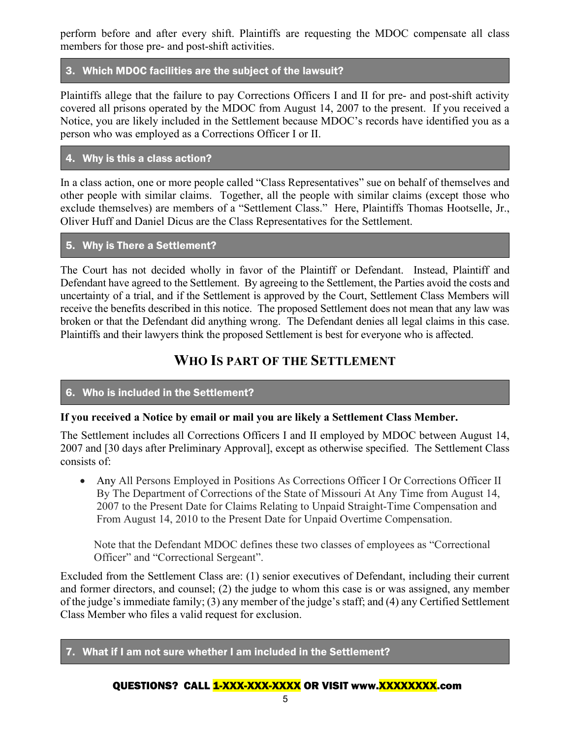perform before and after every shift. Plaintiffs are requesting the MDOC compensate all class members for those pre- and post-shift activities.

### 3. Which MDOC facilities are the subject of the lawsuit?

Plaintiffs allege that the failure to pay Corrections Officers I and II for pre- and post-shift activity covered all prisons operated by the MDOC from August 14, 2007 to the present. If you received a Notice, you are likely included in the Settlement because MDOC's records have identified you as a person who was employed as a Corrections Officer I or II.

### 4. Why is this a class action?

In a class action, one or more people called "Class Representatives" sue on behalf of themselves and other people with similar claims. Together, all the people with similar claims (except those who exclude themselves) are members of a "Settlement Class." Here, Plaintiffs Thomas Hootselle, Jr., Oliver Huff and Daniel Dicus are the Class Representatives for the Settlement.

### 5. Why is There a Settlement?

The Court has not decided wholly in favor of the Plaintiff or Defendant. Instead, Plaintiff and Defendant have agreed to the Settlement. By agreeing to the Settlement, the Parties avoid the costs and uncertainty of a trial, and if the Settlement is approved by the Court, Settlement Class Members will receive the benefits described in this notice. The proposed Settlement does not mean that any law was broken or that the Defendant did anything wrong. The Defendant denies all legal claims in this case. Plaintiffs and their lawyers think the proposed Settlement is best for everyone who is affected.

## WHO IS PART OF THE SETTLEMENT

### 6. Who is included in the Settlement?

**If you received a Notice by email or mail you are likely a Settlement Class Member.**

The Settlement includes all Corrections Officers I and II employed by MDOC between August 14, 2007 and [30 days after Preliminary Approval], except as otherwise specified. The Settlement Class consists of:

- Any All Persons Employed in Positions As Corrections Officer I Or Corrections Officer II By The Department of Corrections of the State of Missouri At Any Time from August 14, 2007 to the Present Date for Claims Relating to Unpaid Straight-Time Compensation and From August 14, 2010 to the Present Date for Unpaid Overtime Compensation.

  Note that the Defendant MDOC defines these two classes of employees as "Correctional Officer" and "Correctional Sergeant".

Excluded from the Settlement Class are: (1) senior executives of Defendant, including their current and former directors, and counsel; (2) the judge to whom this case is or was assigned, any member of the judge's immediate family; (3) any member of the judge's staff; and (4) any Certified Settlement Class Member who files a valid request for exclusion.

### 7. What if I am not sure whether I am included in the Settlement?

**QUESTIONS? CALL 1-XXX-XXX-XXXX OR VISIT www.XXXXXXXX.com**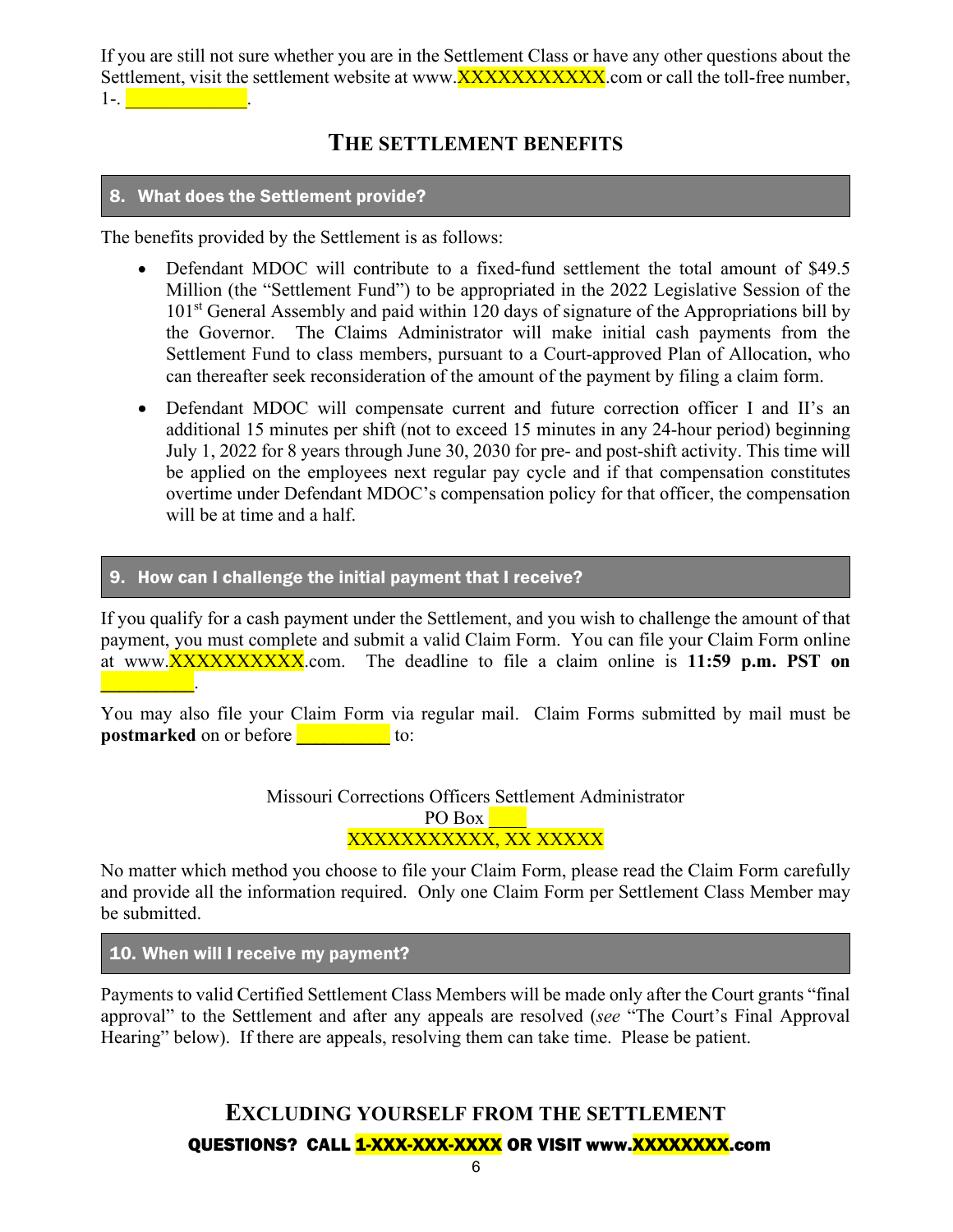If you are still not sure whether you are in the Settlement Class or have any other questions about the Settlement, visit the settlement website at www.XXXXXXXXXXX.com or call the toll-free number, 1-. ____________.

## THE SETTLEMENT BENEFITS

### 8. What does the Settlement provide?

The benefits provided by the Settlement is as follows:

- Defendant MDOC will contribute to a fixed-fund settlement the total amount of $49.5 Million (the "Settlement Fund") to be appropriated in the 2022 Legislative Session of the 101st General Assembly and paid within 120 days of signature of the Appropriations bill by the Governor. The Claims Administrator will make initial cash payments from the Settlement Fund to class members, pursuant to a Court-approved Plan of Allocation, who can thereafter seek reconsideration of the amount of the payment by filing a claim form.
- Defendant MDOC will compensate current and future correction officer I and II's an additional 15 minutes per shift (not to exceed 15 minutes in any 24-hour period) beginning July 1, 2022 for 8 years through June 30, 2030 for pre- and post-shift activity. This time will be applied on the employees next regular pay cycle and if that compensation constitutes overtime under Defendant MDOC's compensation policy for that officer, the compensation will be at time and a half.

### 9. How can I challenge the initial payment that I receive?

If you qualify for a cash payment under the Settlement, and you wish to challenge the amount of that payment, you must complete and submit a valid Claim Form. You can file your Claim Form online at www.XXXXXXXXXX.com. The deadline to file a claim online is **11:59 p.m. PST on __________**.

You may also file your Claim Form via regular mail. Claim Forms submitted by mail must be **postmarked** on or before __________ to:

Missouri Corrections Officers Settlement Administrator
PO Box ____
XXXXXXXXXXX, XX XXXXX

No matter which method you choose to file your Claim Form, please read the Claim Form carefully and provide all the information required. Only one Claim Form per Settlement Class Member may be submitted.

### 10. When will I receive my payment?

Payments to valid Certified Settlement Class Members will be made only after the Court grants "final approval" to the Settlement and after any appeals are resolved (*see* "The Court's Final Approval Hearing" below). If there are appeals, resolving them can take time. Please be patient.

## EXCLUDING YOURSELF FROM THE SETTLEMENT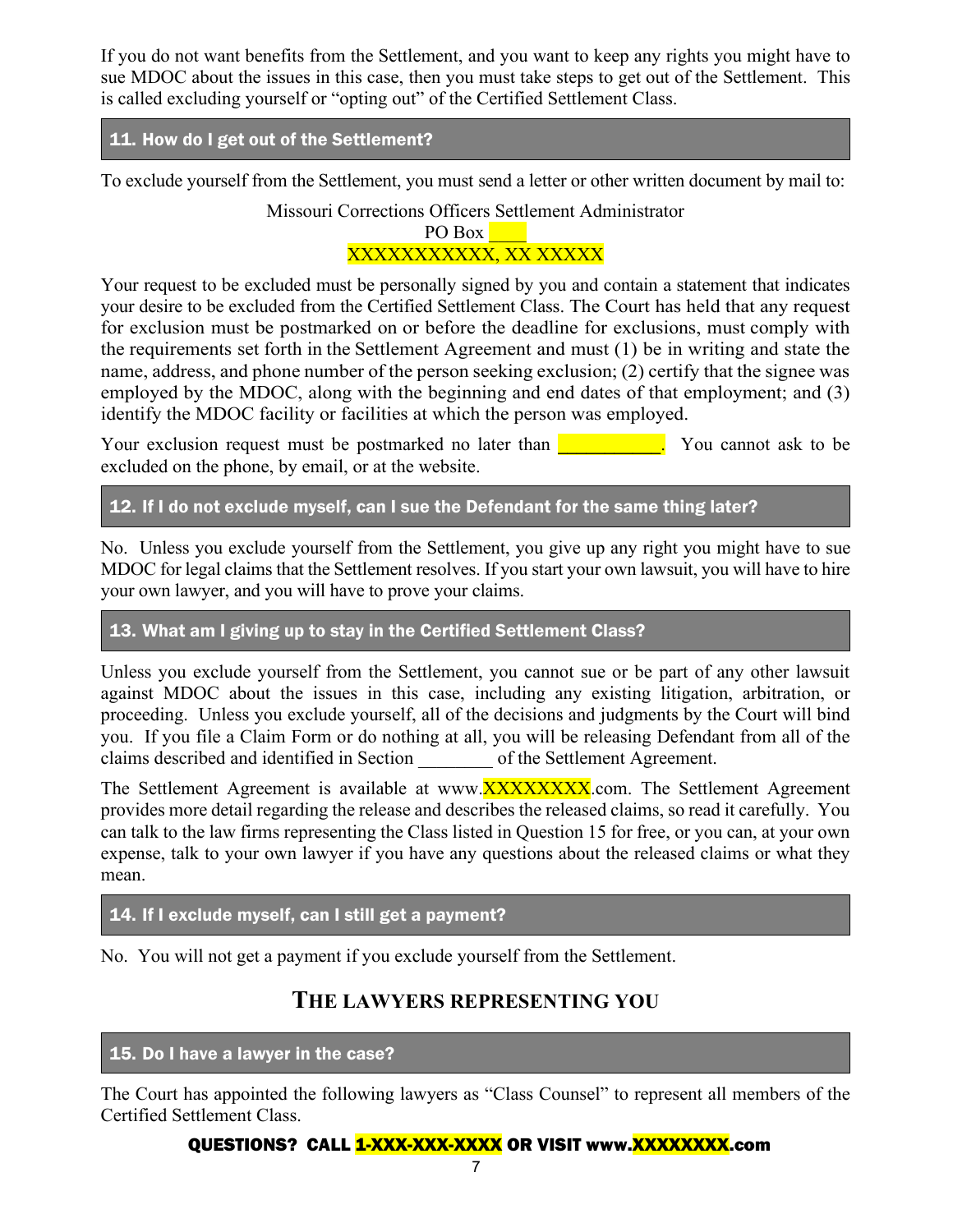If you do not want benefits from the Settlement, and you want to keep any rights you might have to sue MDOC about the issues in this case, then you must take steps to get out of the Settlement. This is called excluding yourself or "opting out" of the Certified Settlement Class.

## 11. How do I get out of the Settlement?

To exclude yourself from the Settlement, you must send a letter or other written document by mail to:

Missouri Corrections Officers Settlement Administrator
PO Box ____
XXXXXXXXXXX, XX XXXXX

Your request to be excluded must be personally signed by you and contain a statement that indicates your desire to be excluded from the Certified Settlement Class. The Court has held that any request for exclusion must be postmarked on or before the deadline for exclusions, must comply with the requirements set forth in the Settlement Agreement and must (1) be in writing and state the name, address, and phone number of the person seeking exclusion; (2) certify that the signee was employed by the MDOC, along with the beginning and end dates of that employment; and (3) identify the MDOC facility or facilities at which the person was employed.

Your exclusion request must be postmarked no later than ___________. You cannot ask to be excluded on the phone, by email, or at the website.

## 12. If I do not exclude myself, can I sue the Defendant for the same thing later?

No. Unless you exclude yourself from the Settlement, you give up any right you might have to sue MDOC for legal claims that the Settlement resolves. If you start your own lawsuit, you will have to hire your own lawyer, and you will have to prove your claims.

## 13. What am I giving up to stay in the Certified Settlement Class?

Unless you exclude yourself from the Settlement, you cannot sue or be part of any other lawsuit against MDOC about the issues in this case, including any existing litigation, arbitration, or proceeding. Unless you exclude yourself, all of the decisions and judgments by the Court will bind you. If you file a Claim Form or do nothing at all, you will be releasing Defendant from all of the claims described and identified in Section ________ of the Settlement Agreement.

The Settlement Agreement is available at www.XXXXXXXX.com. The Settlement Agreement provides more detail regarding the release and describes the released claims, so read it carefully. You can talk to the law firms representing the Class listed in Question 15 for free, or you can, at your own expense, talk to your own lawyer if you have any questions about the released claims or what they mean.

## 14. If I exclude myself, can I still get a payment?

No. You will not get a payment if you exclude yourself from the Settlement.

# THE LAWYERS REPRESENTING YOU

## 15. Do I have a lawyer in the case?

The Court has appointed the following lawyers as "Class Counsel" to represent all members of the Certified Settlement Class.

**QUESTIONS? CALL 1-XXX-XXX-XXXX OR VISIT www.XXXXXXXX.com**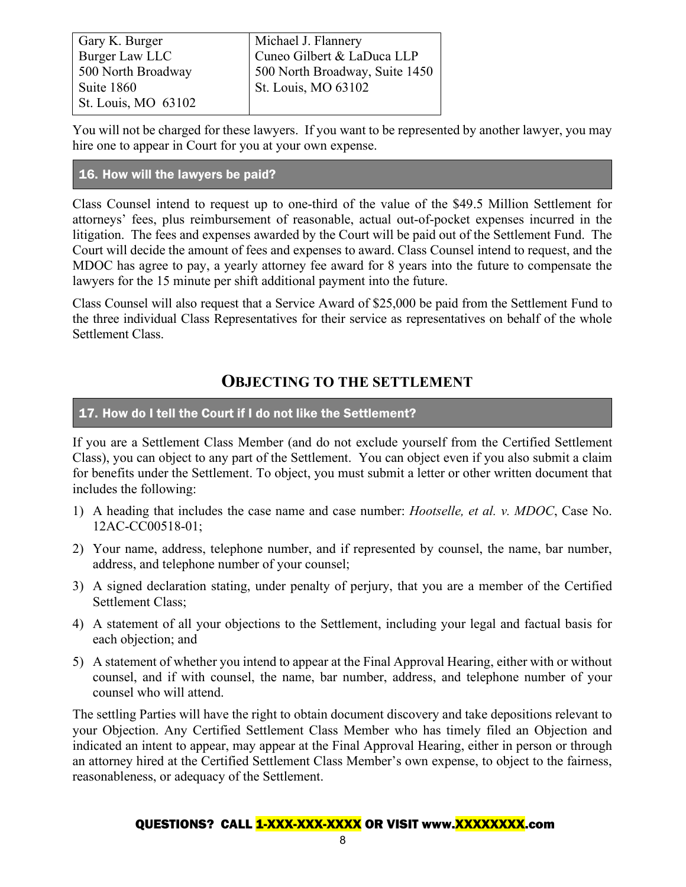| Gary K. Burger<br>Burger Law LLC<br>500 North Broadway<br>Suite 1860<br>St. Louis, MO 63102 | Michael J. Flannery<br>Cuneo Gilbert & LaDuca LLP<br>500 North Broadway, Suite 1450<br>St. Louis, MO 63102 |
|---|---|

You will not be charged for these lawyers. If you want to be represented by another lawyer, you may hire one to appear in Court for you at your own expense.

### 16. How will the lawyers be paid?

Class Counsel intend to request up to one-third of the value of the $49.5 Million Settlement for attorneys' fees, plus reimbursement of reasonable, actual out-of-pocket expenses incurred in the litigation. The fees and expenses awarded by the Court will be paid out of the Settlement Fund. The Court will decide the amount of fees and expenses to award. Class Counsel intend to request, and the MDOC has agree to pay, a yearly attorney fee award for 8 years into the future to compensate the lawyers for the 15 minute per shift additional payment into the future.

Class Counsel will also request that a Service Award of $25,000 be paid from the Settlement Fund to the three individual Class Representatives for their service as representatives on behalf of the whole Settlement Class.

## OBJECTING TO THE SETTLEMENT

### 17. How do I tell the Court if I do not like the Settlement?

If you are a Settlement Class Member (and do not exclude yourself from the Certified Settlement Class), you can object to any part of the Settlement. You can object even if you also submit a claim for benefits under the Settlement. To object, you must submit a letter or other written document that includes the following:

1) A heading that includes the case name and case number: *Hootselle, et al. v. MDOC*, Case No. 12AC-CC00518-01;
2) Your name, address, telephone number, and if represented by counsel, the name, bar number, address, and telephone number of your counsel;
3) A signed declaration stating, under penalty of perjury, that you are a member of the Certified Settlement Class;
4) A statement of all your objections to the Settlement, including your legal and factual basis for each objection; and
5) A statement of whether you intend to appear at the Final Approval Hearing, either with or without counsel, and if with counsel, the name, bar number, address, and telephone number of your counsel who will attend.

The settling Parties will have the right to obtain document discovery and take depositions relevant to your Objection. Any Certified Settlement Class Member who has timely filed an Objection and indicated an intent to appear, may appear at the Final Approval Hearing, either in person or through an attorney hired at the Certified Settlement Class Member's own expense, to object to the fairness, reasonableness, or adequacy of the Settlement.

**QUESTIONS? CALL 1-XXX-XXX-XXXX OR VISIT www.XXXXXXXX.com**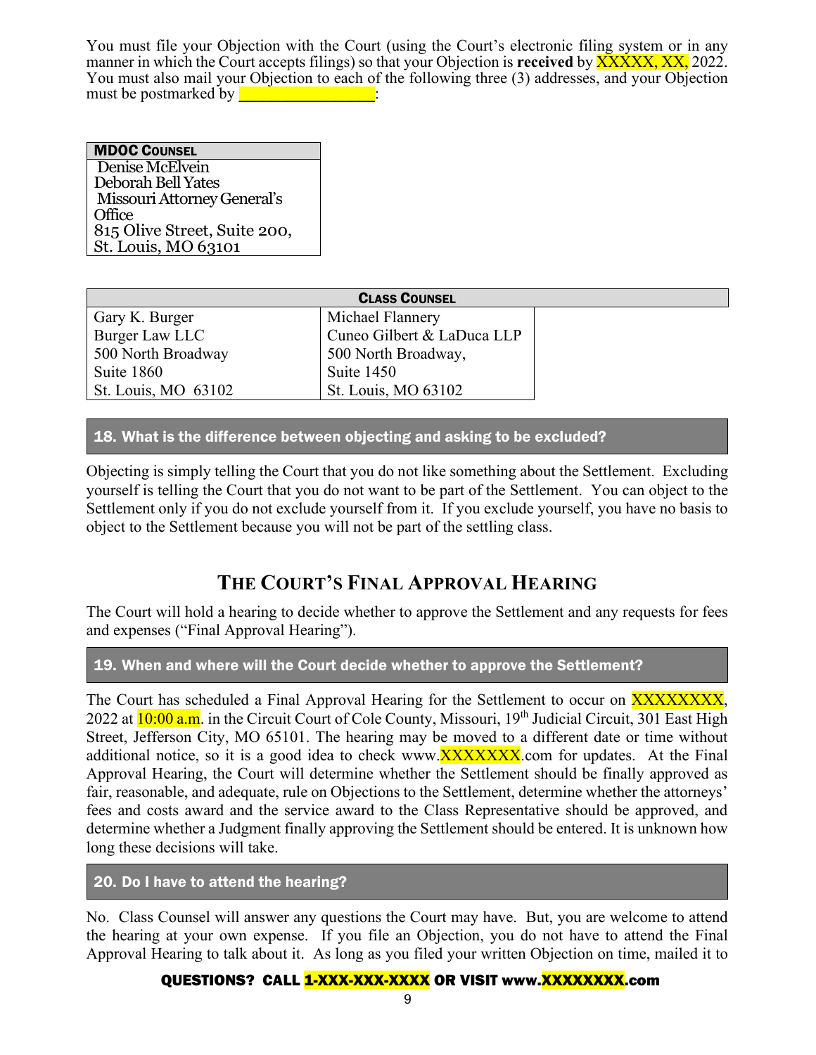You must file your Objection with the Court (using the Court's electronic filing system or in any manner in which the Court accepts filings) so that your Objection is **received** by XXXXX, XX, 2022. You must also mail your Objection to each of the following three (3) addresses, and your Objection must be postmarked by \_\_\_\_\_\_\_\_\_\_\_\_\_\_\_\_:

| MDOC COUNSEL |
|---|
| Denise McElvein<br>Deborah Bell Yates<br>Missouri Attorney General's Office<br>815 Olive Street, Suite 200,<br>St. Louis, MO 63101 |

| CLASS COUNSEL | |
|---|---|
| Gary K. Burger<br>Burger Law LLC<br>500 North Broadway<br>Suite 1860<br>St. Louis, MO 63102 | Michael Flannery<br>Cuneo Gilbert & LaDuca LLP<br>500 North Broadway,<br>Suite 1450<br>St. Louis, MO 63102 |

### 18. What is the difference between objecting and asking to be excluded?

Objecting is simply telling the Court that you do not like something about the Settlement. Excluding yourself is telling the Court that you do not want to be part of the Settlement. You can object to the Settlement only if you do not exclude yourself from it. If you exclude yourself, you have no basis to object to the Settlement because you will not be part of the settling class.

## THE COURT'S FINAL APPROVAL HEARING

The Court will hold a hearing to decide whether to approve the Settlement and any requests for fees and expenses ("Final Approval Hearing").

### 19. When and where will the Court decide whether to approve the Settlement?

The Court has scheduled a Final Approval Hearing for the Settlement to occur on XXXXXXXX, 2022 at 10:00 a.m. in the Circuit Court of Cole County, Missouri, 19th Judicial Circuit, 301 East High Street, Jefferson City, MO 65101. The hearing may be moved to a different date or time without additional notice, so it is a good idea to check www.XXXXXXX.com for updates. At the Final Approval Hearing, the Court will determine whether the Settlement should be finally approved as fair, reasonable, and adequate, rule on Objections to the Settlement, determine whether the attorneys' fees and costs award and the service award to the Class Representative should be approved, and determine whether a Judgment finally approving the Settlement should be entered. It is unknown how long these decisions will take.

### 20. Do I have to attend the hearing?

No. Class Counsel will answer any questions the Court may have. But, you are welcome to attend the hearing at your own expense. If you file an Objection, you do not have to attend the Final Approval Hearing to talk about it. As long as you filed your written Objection on time, mailed it to

**QUESTIONS? CALL 1-XXX-XXX-XXXX OR VISIT www.XXXXXXXX.com**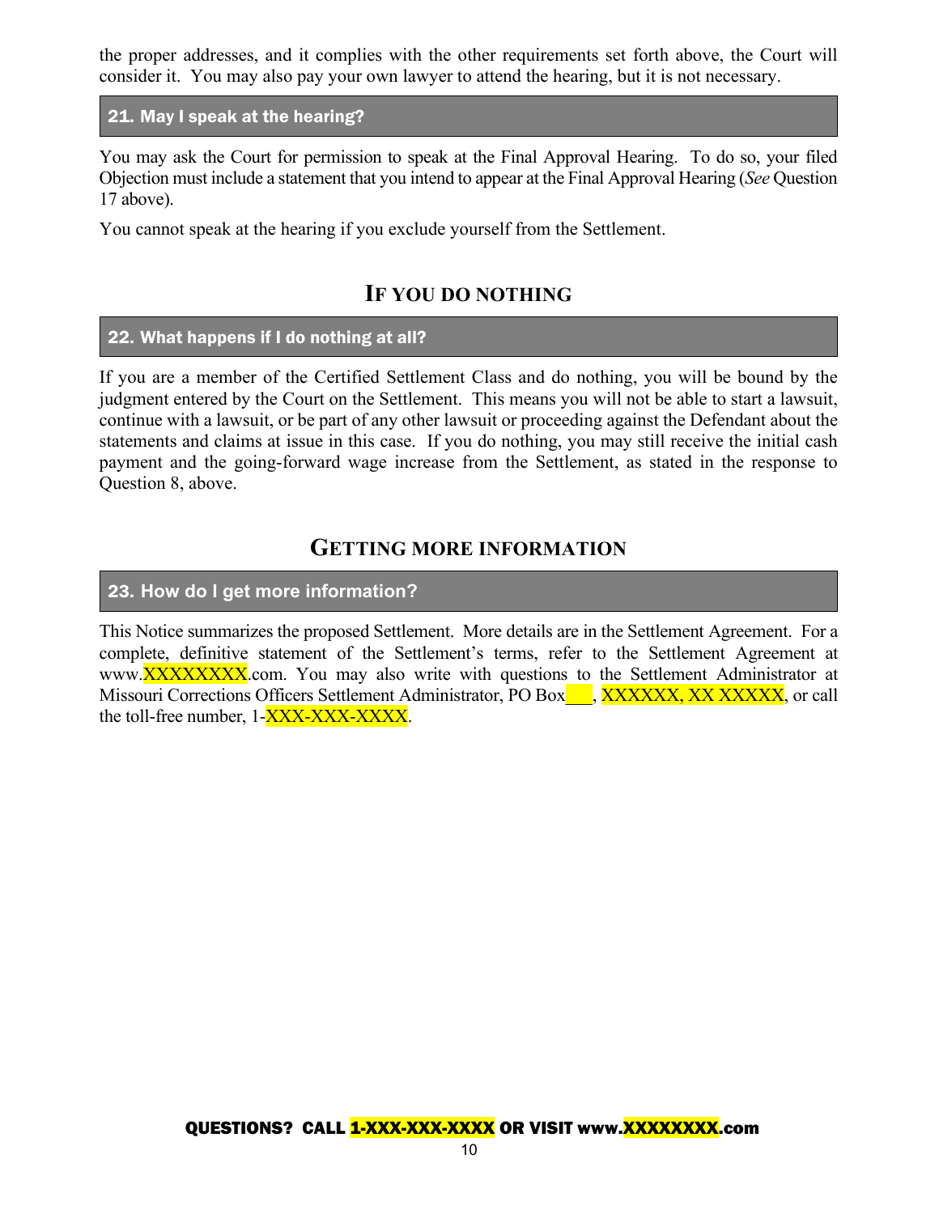the proper addresses, and it complies with the other requirements set forth above, the Court will consider it. You may also pay your own lawyer to attend the hearing, but it is not necessary.

### 21. May I speak at the hearing?

You may ask the Court for permission to speak at the Final Approval Hearing. To do so, your filed Objection must include a statement that you intend to appear at the Final Approval Hearing (*See* Question 17 above).

You cannot speak at the hearing if you exclude yourself from the Settlement.

## IF YOU DO NOTHING

### 22. What happens if I do nothing at all?

If you are a member of the Certified Settlement Class and do nothing, you will be bound by the judgment entered by the Court on the Settlement. This means you will not be able to start a lawsuit, continue with a lawsuit, or be part of any other lawsuit or proceeding against the Defendant about the statements and claims at issue in this case. If you do nothing, you may still receive the initial cash payment and the going-forward wage increase from the Settlement, as stated in the response to Question 8, above.

## GETTING MORE INFORMATION

### 23. How do I get more information?

This Notice summarizes the proposed Settlement. More details are in the Settlement Agreement. For a complete, definitive statement of the Settlement's terms, refer to the Settlement Agreement at www.XXXXXXXX.com. You may also write with questions to the Settlement Administrator at Missouri Corrections Officers Settlement Administrator, PO Box___, XXXXXX, XX XXXXX, or call the toll-free number, 1-XXX-XXX-XXXX.